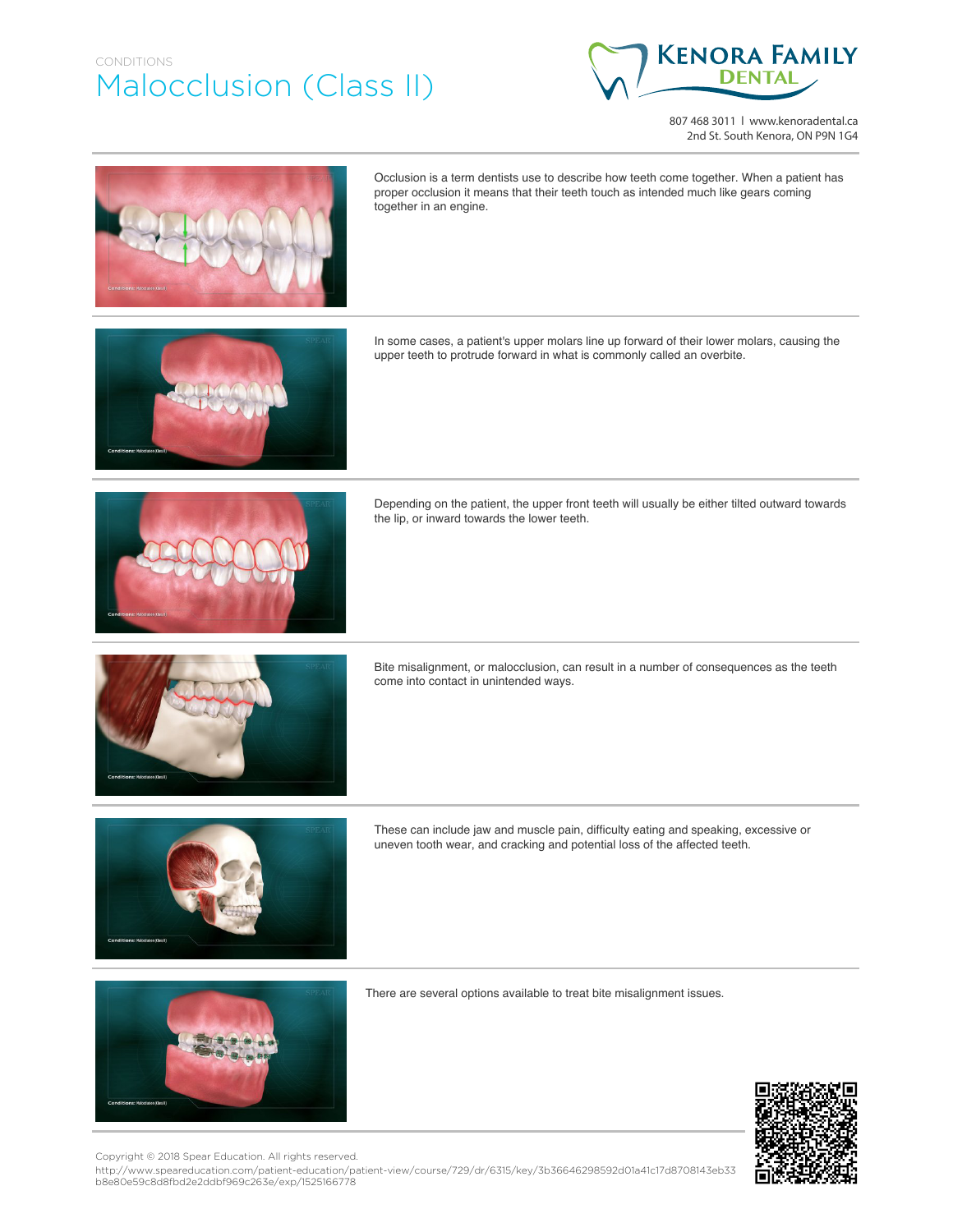CONDITIONS

# Malocclusion (Class II)

**Kenora Family Dental**

807 468 3011 | www.kenoradental.ca
2nd St. South Kenora, ON P9N 1G4

Occlusion is a term dentists use to describe how teeth come together. When a patient has proper occlusion it means that their teeth touch as intended much like gears coming together in an engine.

In some cases, a patient's upper molars line up forward of their lower molars, causing the upper teeth to protrude forward in what is commonly called an overbite.

Depending on the patient, the upper front teeth will usually be either tilted outward towards the lip, or inward towards the lower teeth.

Bite misalignment, or malocclusion, can result in a number of consequences as the teeth come into contact in unintended ways.

These can include jaw and muscle pain, difficulty eating and speaking, excessive or uneven tooth wear, and cracking and potential loss of the affected teeth.

There are several options available to treat bite misalignment issues.

Copyright © 2018 Spear Education. All rights reserved.
http://www.speareducation.com/patient-education/patient-view/course/729/dr/6315/key/3b36646298592d01a41c17d8708143eb33b8e80e59c8d8fbd2e2ddbf969c263e/exp/1525166778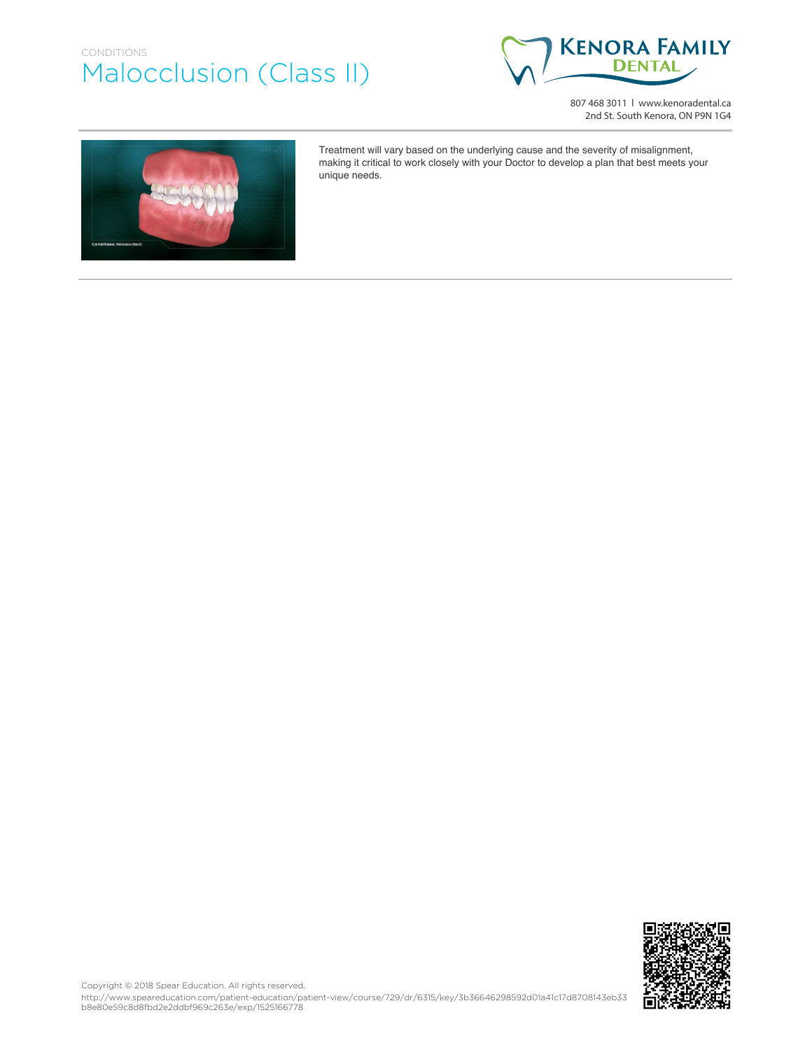CONDITIONS

# Malocclusion (Class II)

807 468 3011 | www.kenoradental.ca
2nd St. South Kenora, ON P9N 1G4

Treatment will vary based on the underlying cause and the severity of misalignment, making it critical to work closely with your Doctor to develop a plan that best meets your unique needs.

Copyright © 2018 Spear Education. All rights reserved.
http://www.speareducation.com/patient-education/patient-view/course/729/dr/6315/key/3b36646298592d01a41c17d8708143eb33b8e80e59c8d8fbd2e2ddbf969c263e/exp/1525166778